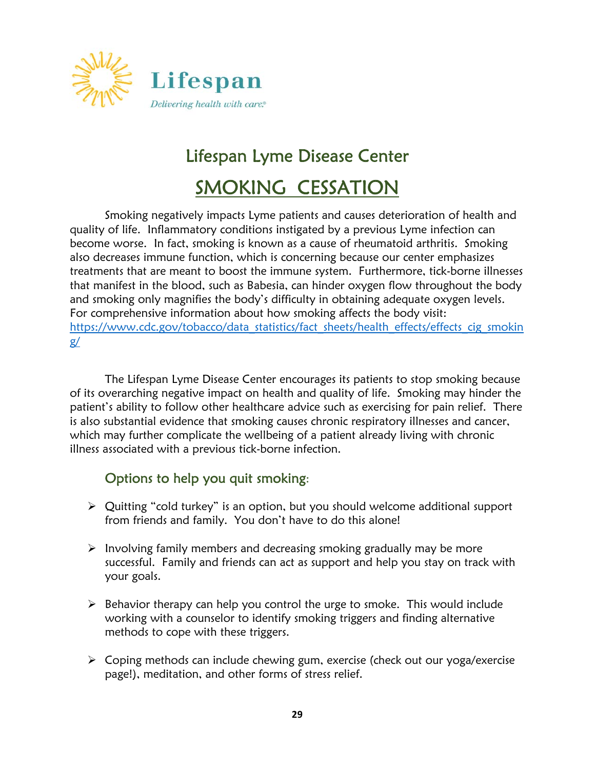Lifespan

*Delivering health with care.*®

# Lifespan Lyme Disease Center

## SMOKING CESSATION

Smoking negatively impacts Lyme patients and causes deterioration of health and quality of life. Inflammatory conditions instigated by a previous Lyme infection can become worse. In fact, smoking is known as a cause of rheumatoid arthritis. Smoking also decreases immune function, which is concerning because our center emphasizes treatments that are meant to boost the immune system. Furthermore, tick-borne illnesses that manifest in the blood, such as Babesia, can hinder oxygen flow throughout the body and smoking only magnifies the body's difficulty in obtaining adequate oxygen levels. For comprehensive information about how smoking affects the body visit: https://www.cdc.gov/tobacco/data_statistics/fact_sheets/health_effects/effects_cig_smoking/

The Lifespan Lyme Disease Center encourages its patients to stop smoking because of its overarching negative impact on health and quality of life. Smoking may hinder the patient's ability to follow other healthcare advice such as exercising for pain relief. There is also substantial evidence that smoking causes chronic respiratory illnesses and cancer, which may further complicate the wellbeing of a patient already living with chronic illness associated with a previous tick-borne infection.

### Options to help you quit smoking:

- Quitting "cold turkey" is an option, but you should welcome additional support from friends and family. You don't have to do this alone!
- Involving family members and decreasing smoking gradually may be more successful. Family and friends can act as support and help you stay on track with your goals.
- Behavior therapy can help you control the urge to smoke. This would include working with a counselor to identify smoking triggers and finding alternative methods to cope with these triggers.
- Coping methods can include chewing gum, exercise (check out our yoga/exercise page!), meditation, and other forms of stress relief.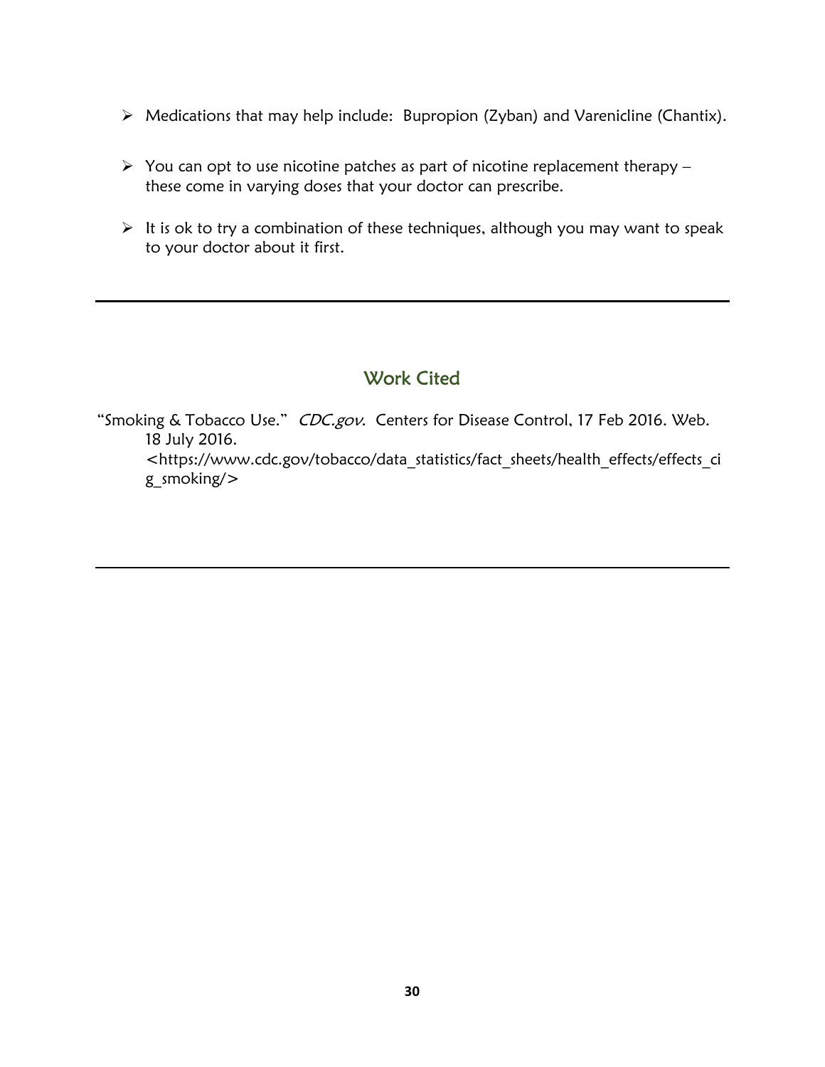- Medications that may help include: Bupropion (Zyban) and Varenicline (Chantix).
- You can opt to use nicotine patches as part of nicotine replacement therapy – these come in varying doses that your doctor can prescribe.
- It is ok to try a combination of these techniques, although you may want to speak to your doctor about it first.

---

## Work Cited

"Smoking & Tobacco Use." *CDC.gov*. Centers for Disease Control, 17 Feb 2016. Web. 18 July 2016. <https://www.cdc.gov/tobacco/data_statistics/fact_sheets/health_effects/effects_cig_smoking/>

---